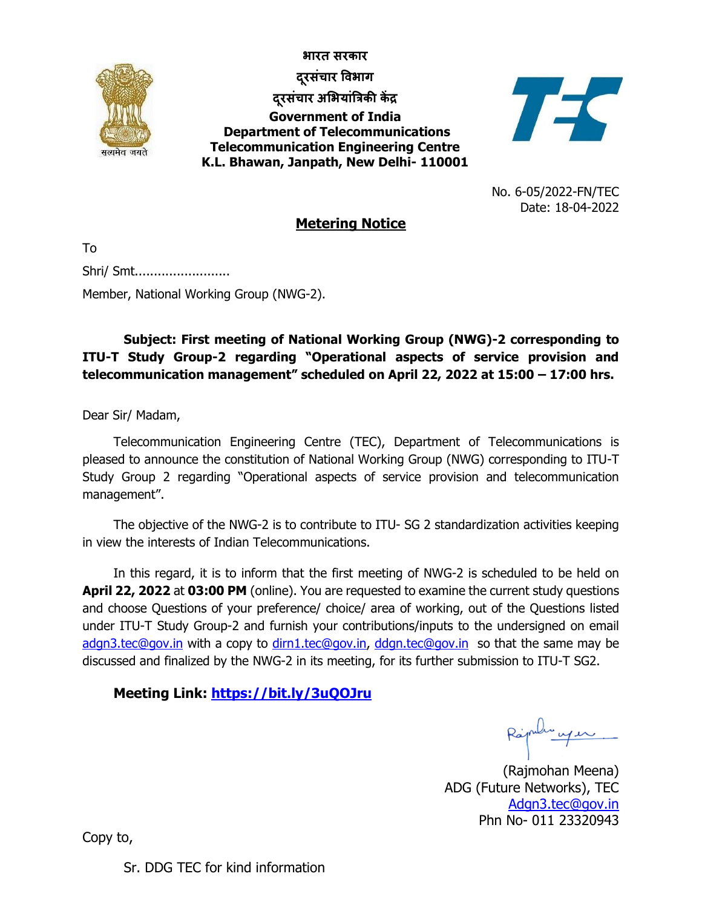भारत सरकार

दूरसंचार विभाग

दूरसंचार अभियांत्रिकी केंद्र

**Government of India**
**Department of Telecommunications**
**Telecommunication Engineering Centre**
**K.L. Bhawan, Janpath, New Delhi- 110001**

No. 6-05/2022-FN/TEC
Date: 18-04-2022

## Metering Notice

To

Shri/ Smt.........................

Member, National Working Group (NWG-2).

**Subject: First meeting of National Working Group (NWG)-2 corresponding to ITU-T Study Group-2 regarding "Operational aspects of service provision and telecommunication management" scheduled on April 22, 2022 at 15:00 – 17:00 hrs.**

Dear Sir/ Madam,

Telecommunication Engineering Centre (TEC), Department of Telecommunications is pleased to announce the constitution of National Working Group (NWG) corresponding to ITU-T Study Group 2 regarding "Operational aspects of service provision and telecommunication management".

The objective of the NWG-2 is to contribute to ITU- SG 2 standardization activities keeping in view the interests of Indian Telecommunications.

In this regard, it is to inform that the first meeting of NWG-2 is scheduled to be held on **April 22, 2022** at **03:00 PM** (online). You are requested to examine the current study questions and choose Questions of your preference/ choice/ area of working, out of the Questions listed under ITU-T Study Group-2 and furnish your contributions/inputs to the undersigned on email adgn3.tec@gov.in with a copy to dirn1.tec@gov.in, ddgn.tec@gov.in so that the same may be discussed and finalized by the NWG-2 in its meeting, for its further submission to ITU-T SG2.

**Meeting Link: https://bit.ly/3uQOJru**

(Rajmohan Meena)
ADG (Future Networks), TEC
Adgn3.tec@gov.in
Phn No- 011 23320943

Copy to,

Sr. DDG TEC for kind information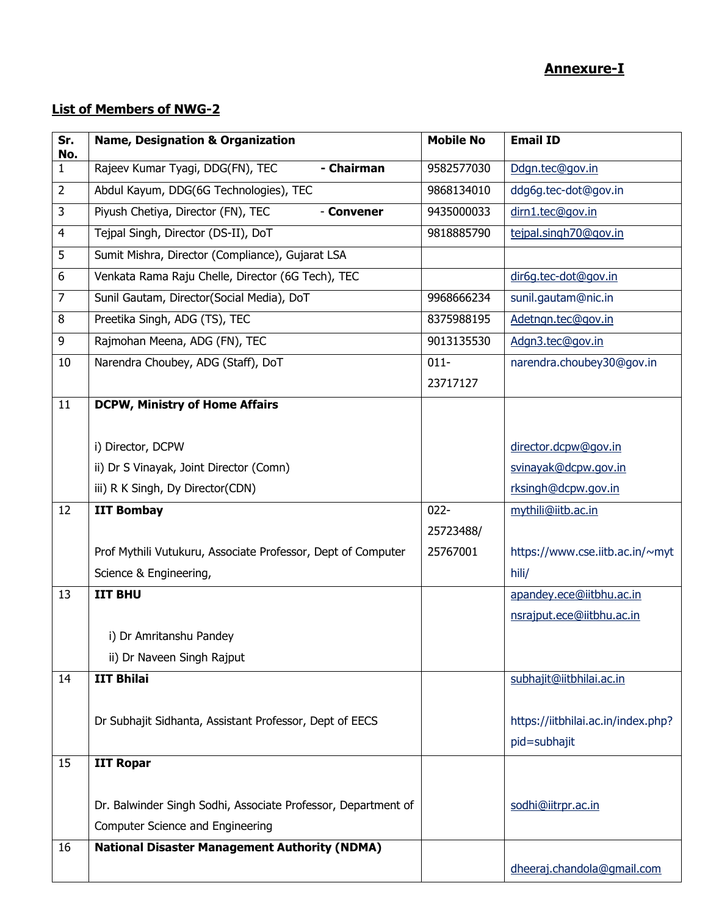**<u>Annexure-I</u>**

**<u>List of Members of NWG-2</u>**

| Sr. No. | Name, Designation & Organization | Mobile No | Email ID |
|---|---|---|---|
| 1 | Rajeev Kumar Tyagi, DDG(FN), TEC **- Chairman** | 9582577030 | Ddgn.tec@gov.in |
| 2 | Abdul Kayum, DDG(6G Technologies), TEC | 9868134010 | ddg6g.tec-dot@gov.in |
| 3 | Piyush Chetiya, Director (FN), TEC - **Convener** | 9435000033 | dirn1.tec@gov.in |
| 4 | Tejpal Singh, Director (DS-II), DoT | 9818885790 | tejpal.singh70@gov.in |
| 5 | Sumit Mishra, Director (Compliance), Gujarat LSA | | |
| 6 | Venkata Rama Raju Chelle, Director (6G Tech), TEC | | dir6g.tec-dot@gov.in |
| 7 | Sunil Gautam, Director(Social Media), DoT | 9968666234 | sunil.gautam@nic.in |
| 8 | Preetika Singh, ADG (TS), TEC | 8375988195 | Adetngn.tec@gov.in |
| 9 | Rajmohan Meena, ADG (FN), TEC | 9013135530 | Adgn3.tec@gov.in |
| 10 | Narendra Choubey, ADG (Staff), DoT | 011-23717127 | narendra.choubey30@gov.in |
| 11 | **DCPW, Ministry of Home Affairs**<br><br>i) Director, DCPW<br>ii) Dr S Vinayak, Joint Director (Comn)<br>iii) R K Singh, Dy Director(CDN) | | <br><br>director.dcpw@gov.in<br>svinayak@dcpw.gov.in<br>rksingh@dcpw.gov.in |
| 12 | **IIT Bombay**<br><br>Prof Mythili Vutukuru, Associate Professor, Dept of Computer Science & Engineering, | 022-25723488/ 25767001 | mythili@iitb.ac.in<br><br>https://www.cse.iitb.ac.in/~mythili/ |
| 13 | **IIT BHU**<br><br>i) Dr Amritanshu Pandey<br>ii) Dr Naveen Singh Rajput | | apandey.ece@iitbhu.ac.in<br>nsrajput.ece@iitbhu.ac.in |
| 14 | **IIT Bhilai**<br><br>Dr Subhajit Sidhanta, Assistant Professor, Dept of EECS | | subhajit@iitbhilai.ac.in<br><br>https://iitbhilai.ac.in/index.php?pid=subhajit |
| 15 | **IIT Ropar**<br><br>Dr. Balwinder Singh Sodhi, Associate Professor, Department of Computer Science and Engineering | | sodhi@iitrpr.ac.in |
| 16 | **National Disaster Management Authority (NDMA)** | | dheeraj.chandola@gmail.com |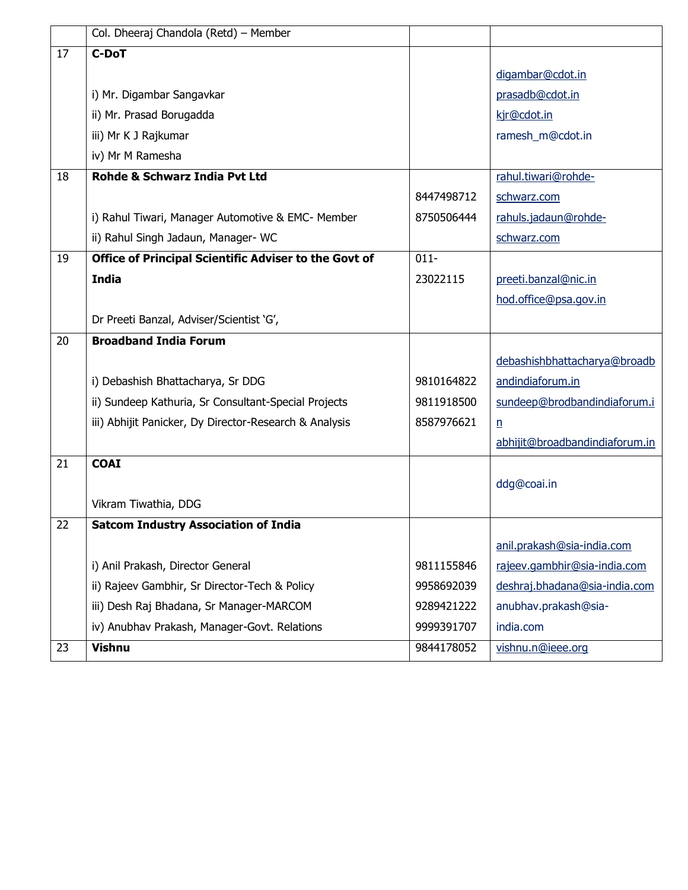| | | | |
|---|---|---|---|
| | Col. Dheeraj Chandola (Retd) – Member | | |
| 17 | **C-DoT**<br><br>i) Mr. Digambar Sangavkar<br>ii) Mr. Prasad Borugadda<br>iii) Mr K J Rajkumar<br>iv) Mr M Ramesha | | digambar@cdot.in<br>prasadb@cdot.in<br>kjr@cdot.in<br>ramesh_m@cdot.in |
| 18 | **Rohde & Schwarz India Pvt Ltd**<br><br>i) Rahul Tiwari, Manager Automotive & EMC- Member<br>ii) Rahul Singh Jadaun, Manager- WC | 8447498712<br>8750506444 | rahul.tiwari@rohde-schwarz.com<br>rahuls.jadaun@rohde-schwarz.com |
| 19 | **Office of Principal Scientific Adviser to the Govt of India**<br><br>Dr Preeti Banzal, Adviser/Scientist 'G', | 011-23022115 | preeti.banzal@nic.in<br>hod.office@psa.gov.in |
| 20 | **Broadband India Forum**<br><br>i) Debashish Bhattacharya, Sr DDG<br>ii) Sundeep Kathuria, Sr Consultant-Special Projects<br>iii) Abhijit Panicker, Dy Director-Research & Analysis | 9810164822<br>9811918500<br>8587976621 | debashishbhattacharya@broadbandindiaforum.in<br>sundeep@brodbandindiaforum.in<br>abhijit@broadbandindiaforum.in |
| 21 | **COAI**<br><br>Vikram Tiwathia, DDG | | ddg@coai.in |
| 22 | **Satcom Industry Association of India**<br><br>i) Anil Prakash, Director General<br>ii) Rajeev Gambhir, Sr Director-Tech & Policy<br>iii) Desh Raj Bhadana, Sr Manager-MARCOM<br>iv) Anubhav Prakash, Manager-Govt. Relations | 9811155846<br>9958692039<br>9289421222<br>9999391707 | anil.prakash@sia-india.com<br>rajeev.gambhir@sia-india.com<br>deshraj.bhadana@sia-india.com<br>anubhav.prakash@sia-india.com |
| 23 | **Vishnu** | 9844178052 | vishnu.n@ieee.org |